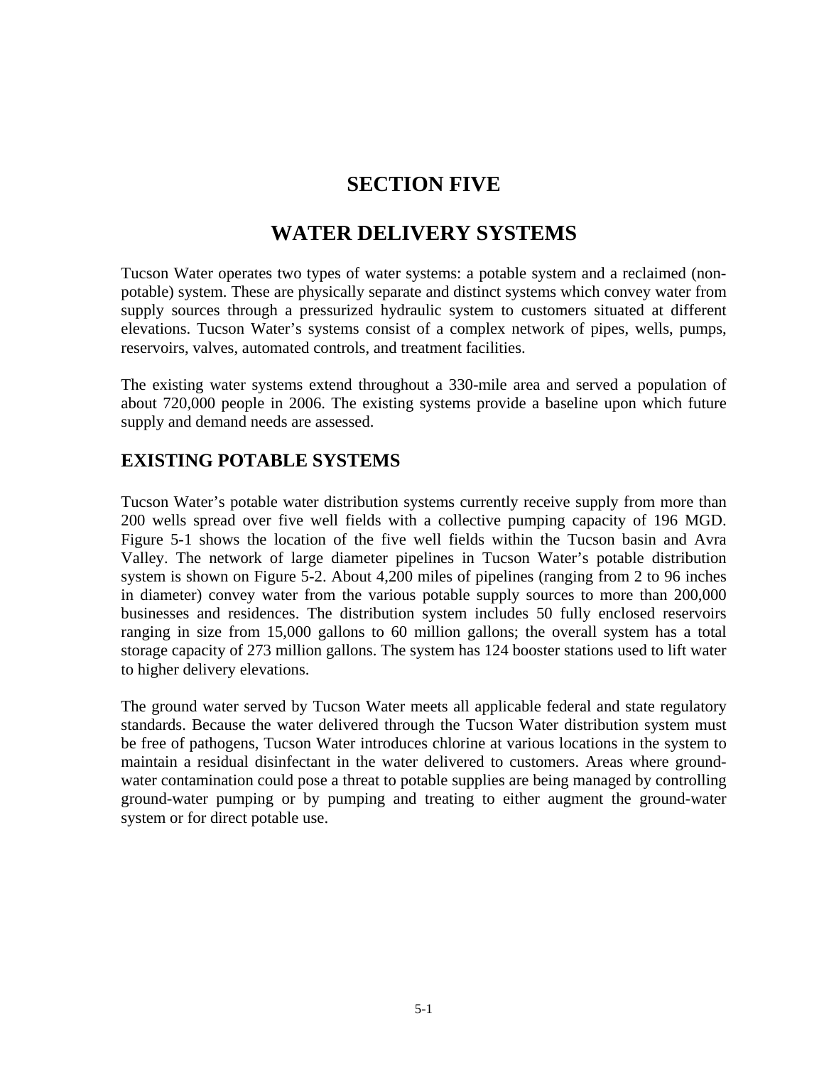# SECTION FIVE

# WATER DELIVERY SYSTEMS

Tucson Water operates two types of water systems: a potable system and a reclaimed (non-potable) system. These are physically separate and distinct systems which convey water from supply sources through a pressurized hydraulic system to customers situated at different elevations. Tucson Water's systems consist of a complex network of pipes, wells, pumps, reservoirs, valves, automated controls, and treatment facilities.

The existing water systems extend throughout a 330-mile area and served a population of about 720,000 people in 2006. The existing systems provide a baseline upon which future supply and demand needs are assessed.

## EXISTING POTABLE SYSTEMS

Tucson Water's potable water distribution systems currently receive supply from more than 200 wells spread over five well fields with a collective pumping capacity of 196 MGD. Figure 5-1 shows the location of the five well fields within the Tucson basin and Avra Valley. The network of large diameter pipelines in Tucson Water's potable distribution system is shown on Figure 5-2. About 4,200 miles of pipelines (ranging from 2 to 96 inches in diameter) convey water from the various potable supply sources to more than 200,000 businesses and residences. The distribution system includes 50 fully enclosed reservoirs ranging in size from 15,000 gallons to 60 million gallons; the overall system has a total storage capacity of 273 million gallons. The system has 124 booster stations used to lift water to higher delivery elevations.

The ground water served by Tucson Water meets all applicable federal and state regulatory standards. Because the water delivered through the Tucson Water distribution system must be free of pathogens, Tucson Water introduces chlorine at various locations in the system to maintain a residual disinfectant in the water delivered to customers. Areas where ground-water contamination could pose a threat to potable supplies are being managed by controlling ground-water pumping or by pumping and treating to either augment the ground-water system or for direct potable use.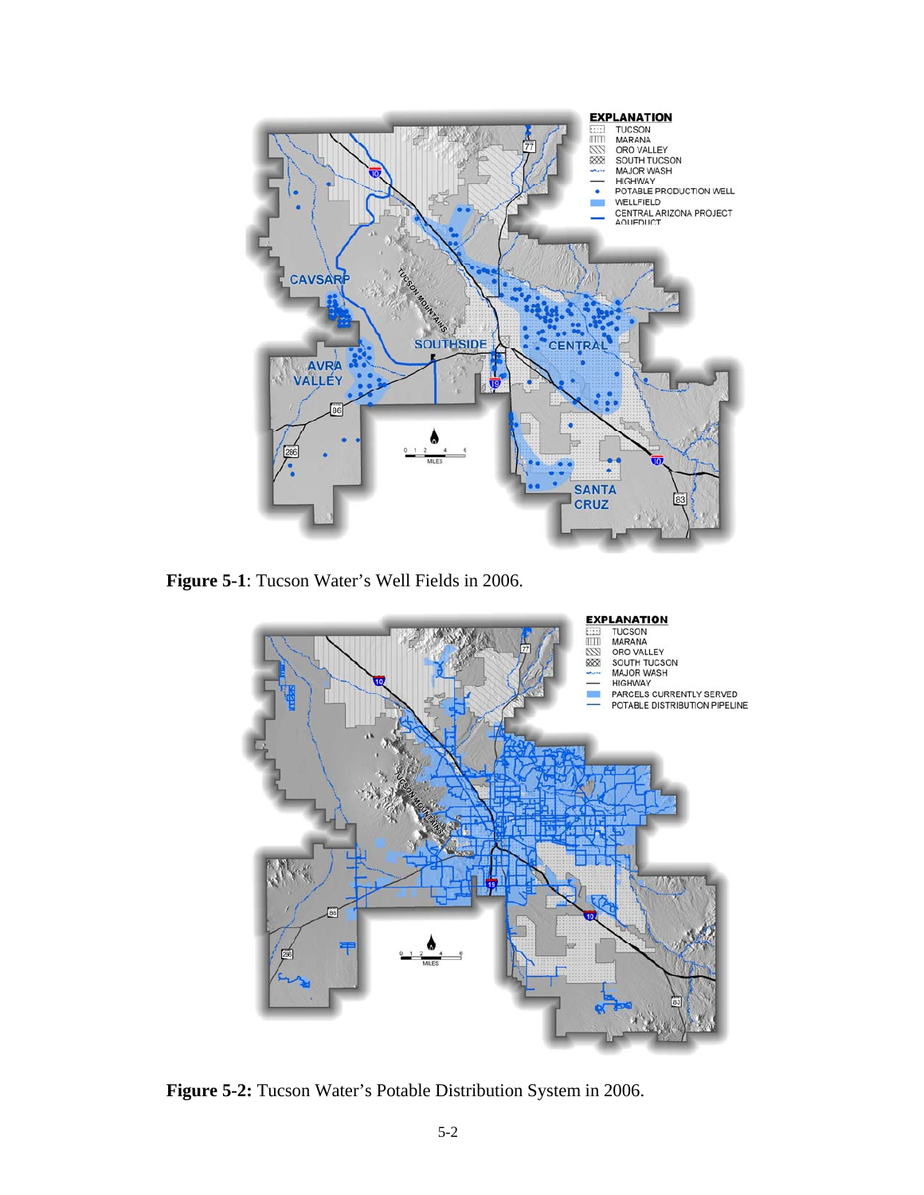**Figure 5-1**: Tucson Water's Well Fields in 2006.

**Figure 5-2:** Tucson Water's Potable Distribution System in 2006.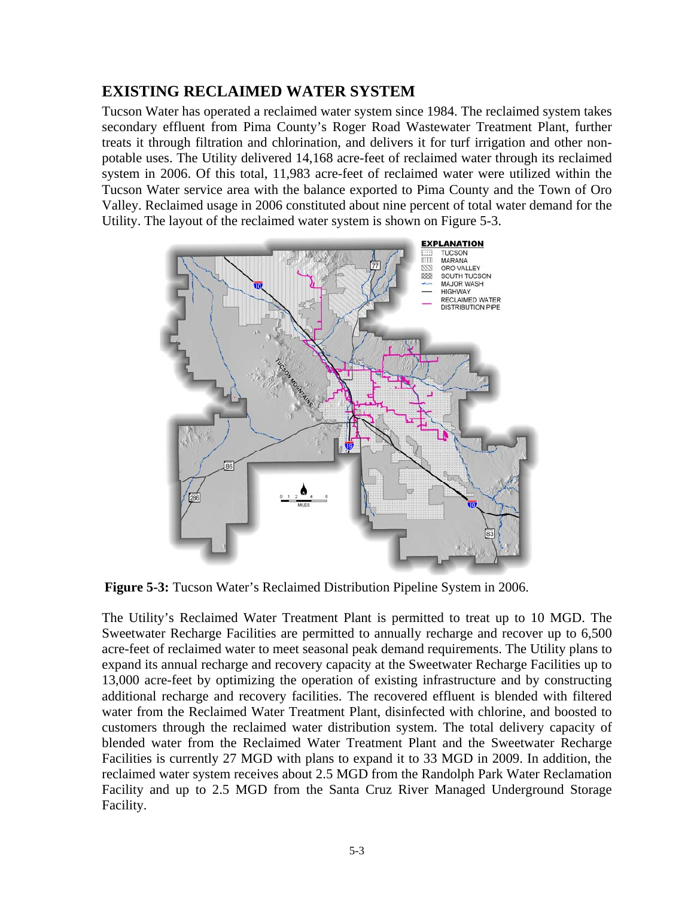## EXISTING RECLAIMED WATER SYSTEM

Tucson Water has operated a reclaimed water system since 1984. The reclaimed system takes secondary effluent from Pima County's Roger Road Wastewater Treatment Plant, further treats it through filtration and chlorination, and delivers it for turf irrigation and other non-potable uses. The Utility delivered 14,168 acre-feet of reclaimed water through its reclaimed system in 2006. Of this total, 11,983 acre-feet of reclaimed water were utilized within the Tucson Water service area with the balance exported to Pima County and the Town of Oro Valley. Reclaimed usage in 2006 constituted about nine percent of total water demand for the Utility. The layout of the reclaimed water system is shown on Figure 5-3.

**Figure 5-3:** Tucson Water's Reclaimed Distribution Pipeline System in 2006.

The Utility's Reclaimed Water Treatment Plant is permitted to treat up to 10 MGD. The Sweetwater Recharge Facilities are permitted to annually recharge and recover up to 6,500 acre-feet of reclaimed water to meet seasonal peak demand requirements. The Utility plans to expand its annual recharge and recovery capacity at the Sweetwater Recharge Facilities up to 13,000 acre-feet by optimizing the operation of existing infrastructure and by constructing additional recharge and recovery facilities. The recovered effluent is blended with filtered water from the Reclaimed Water Treatment Plant, disinfected with chlorine, and boosted to customers through the reclaimed water distribution system. The total delivery capacity of blended water from the Reclaimed Water Treatment Plant and the Sweetwater Recharge Facilities is currently 27 MGD with plans to expand it to 33 MGD in 2009. In addition, the reclaimed water system receives about 2.5 MGD from the Randolph Park Water Reclamation Facility and up to 2.5 MGD from the Santa Cruz River Managed Underground Storage Facility.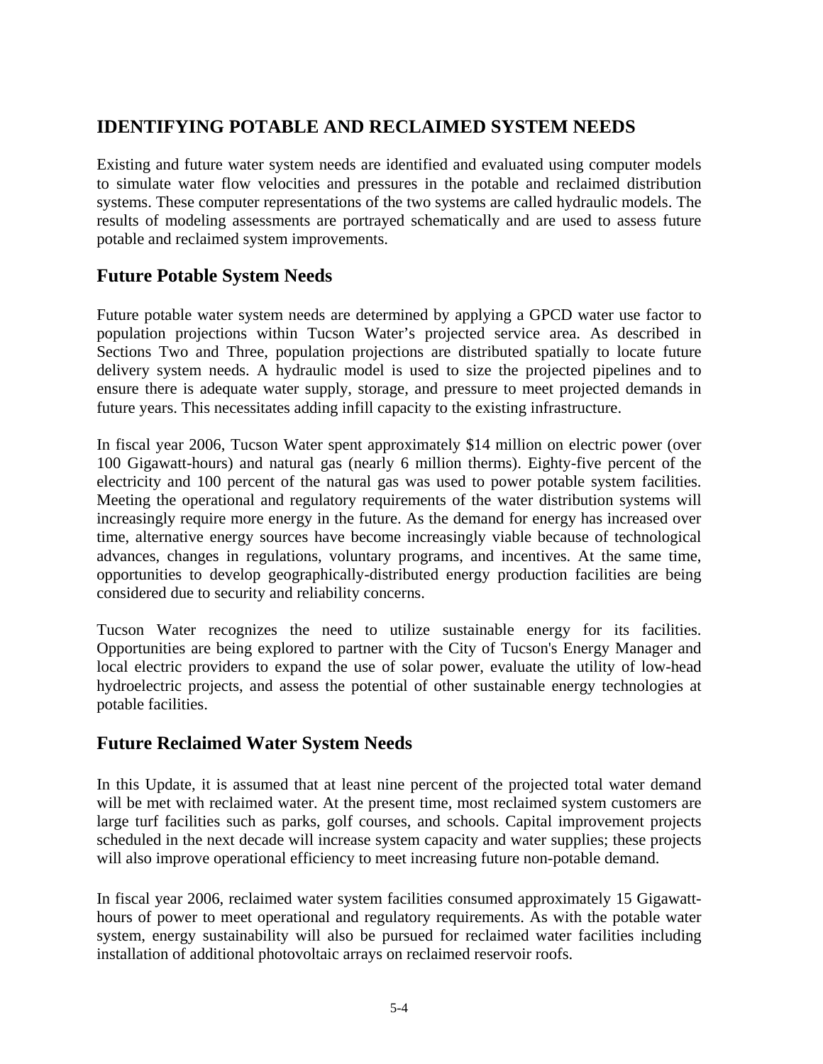## IDENTIFYING POTABLE AND RECLAIMED SYSTEM NEEDS

Existing and future water system needs are identified and evaluated using computer models to simulate water flow velocities and pressures in the potable and reclaimed distribution systems. These computer representations of the two systems are called hydraulic models. The results of modeling assessments are portrayed schematically and are used to assess future potable and reclaimed system improvements.

### Future Potable System Needs

Future potable water system needs are determined by applying a GPCD water use factor to population projections within Tucson Water's projected service area. As described in Sections Two and Three, population projections are distributed spatially to locate future delivery system needs. A hydraulic model is used to size the projected pipelines and to ensure there is adequate water supply, storage, and pressure to meet projected demands in future years. This necessitates adding infill capacity to the existing infrastructure.

In fiscal year 2006, Tucson Water spent approximately $14 million on electric power (over 100 Gigawatt-hours) and natural gas (nearly 6 million therms). Eighty-five percent of the electricity and 100 percent of the natural gas was used to power potable system facilities. Meeting the operational and regulatory requirements of the water distribution systems will increasingly require more energy in the future. As the demand for energy has increased over time, alternative energy sources have become increasingly viable because of technological advances, changes in regulations, voluntary programs, and incentives. At the same time, opportunities to develop geographically-distributed energy production facilities are being considered due to security and reliability concerns.

Tucson Water recognizes the need to utilize sustainable energy for its facilities. Opportunities are being explored to partner with the City of Tucson's Energy Manager and local electric providers to expand the use of solar power, evaluate the utility of low-head hydroelectric projects, and assess the potential of other sustainable energy technologies at potable facilities.

### Future Reclaimed Water System Needs

In this Update, it is assumed that at least nine percent of the projected total water demand will be met with reclaimed water. At the present time, most reclaimed system customers are large turf facilities such as parks, golf courses, and schools. Capital improvement projects scheduled in the next decade will increase system capacity and water supplies; these projects will also improve operational efficiency to meet increasing future non-potable demand.

In fiscal year 2006, reclaimed water system facilities consumed approximately 15 Gigawatt-hours of power to meet operational and regulatory requirements. As with the potable water system, energy sustainability will also be pursued for reclaimed water facilities including installation of additional photovoltaic arrays on reclaimed reservoir roofs.